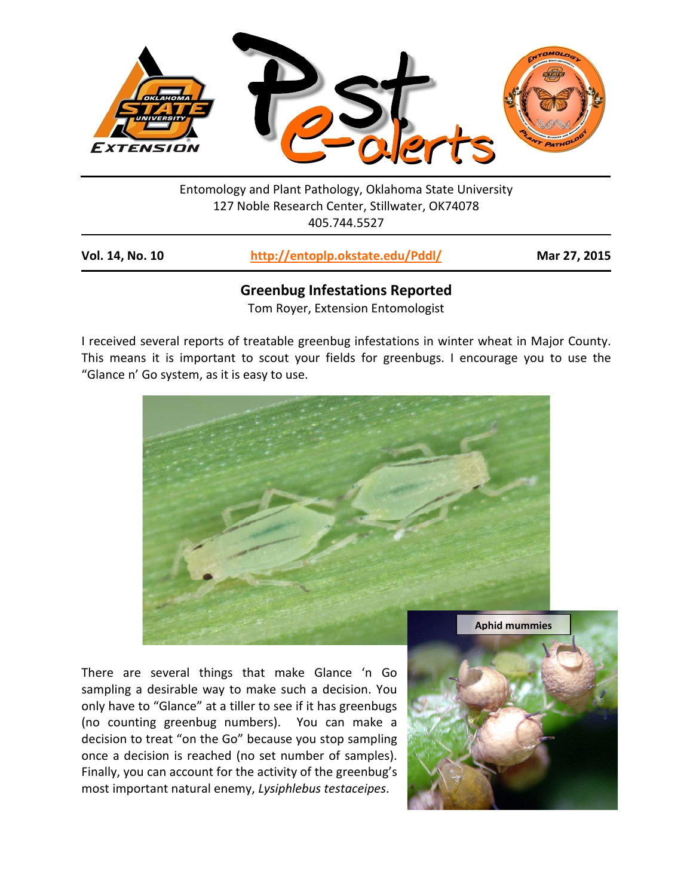Entomology and Plant Pathology, Oklahoma State University
127 Noble Research Center, Stillwater, OK74078
405.744.5527

**Vol. 14, No. 10** | http://entoplp.okstate.edu/Pddl/ | **Mar 27, 2015**

## Greenbug Infestations Reported

Tom Royer, Extension Entomologist

I received several reports of treatable greenbug infestations in winter wheat in Major County. This means it is important to scout your fields for greenbugs. I encourage you to use the "Glance n' Go system, as it is easy to use.

Aphid mummies

There are several things that make Glance 'n Go sampling a desirable way to make such a decision. You only have to "Glance" at a tiller to see if it has greenbugs (no counting greenbug numbers). You can make a decision to treat "on the Go" because you stop sampling once a decision is reached (no set number of samples). Finally, you can account for the activity of the greenbug's most important natural enemy, *Lysiphlebus testaceipes*.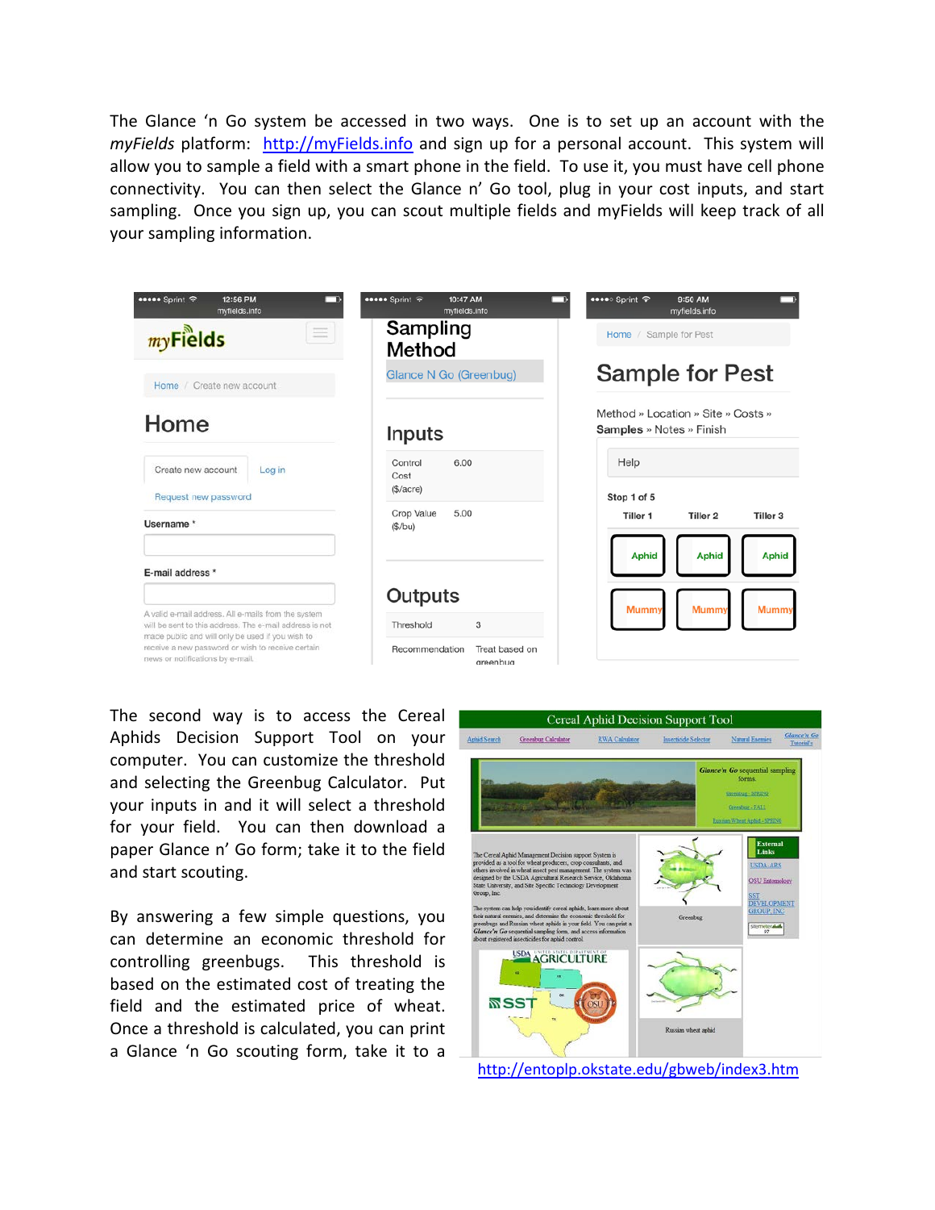The Glance 'n Go system be accessed in two ways. One is to set up an account with the *myFields* platform: http://myFields.info and sign up for a personal account. This system will allow you to sample a field with a smart phone in the field. To use it, you must have cell phone connectivity. You can then select the Glance n' Go tool, plug in your cost inputs, and start sampling. Once you sign up, you can scout multiple fields and myFields will keep track of all your sampling information.

The second way is to access the Cereal Aphids Decision Support Tool on your computer. You can customize the threshold and selecting the Greenbug Calculator. Put your inputs in and it will select a threshold for your field. You can then download a paper Glance n' Go form; take it to the field and start scouting.

http://entoplp.okstate.edu/gbweb/index3.htm

By answering a few simple questions, you can determine an economic threshold for controlling greenbugs. This threshold is based on the estimated cost of treating the field and the estimated price of wheat. Once a threshold is calculated, you can print a Glance 'n Go scouting form, take it to a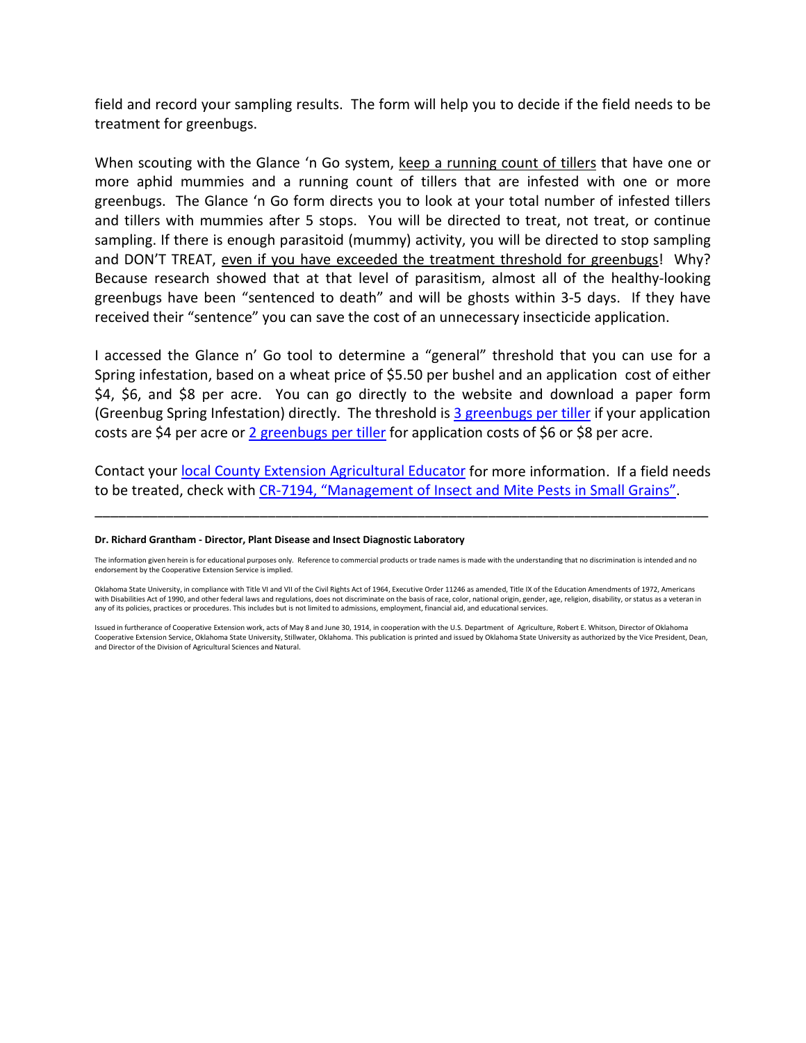field and record your sampling results. The form will help you to decide if the field needs to be treatment for greenbugs.

When scouting with the Glance 'n Go system, keep a running count of tillers that have one or more aphid mummies and a running count of tillers that are infested with one or more greenbugs. The Glance 'n Go form directs you to look at your total number of infested tillers and tillers with mummies after 5 stops. You will be directed to treat, not treat, or continue sampling. If there is enough parasitoid (mummy) activity, you will be directed to stop sampling and DON'T TREAT, even if you have exceeded the treatment threshold for greenbugs! Why? Because research showed that at that level of parasitism, almost all of the healthy-looking greenbugs have been "sentenced to death" and will be ghosts within 3-5 days. If they have received their "sentence" you can save the cost of an unnecessary insecticide application.

I accessed the Glance n' Go tool to determine a "general" threshold that you can use for a Spring infestation, based on a wheat price of \$5.50 per bushel and an application cost of either \$4, \$6, and \$8 per acre. You can go directly to the website and download a paper form (Greenbug Spring Infestation) directly. The threshold is 3 greenbugs per tiller if your application costs are \$4 per acre or 2 greenbugs per tiller for application costs of \$6 or \$8 per acre.

Contact your local County Extension Agricultural Educator for more information. If a field needs to be treated, check with CR-7194, "Management of Insect and Mite Pests in Small Grains".

---

**Dr. Richard Grantham - Director, Plant Disease and Insect Diagnostic Laboratory**

The information given herein is for educational purposes only. Reference to commercial products or trade names is made with the understanding that no discrimination is intended and no endorsement by the Cooperative Extension Service is implied.

Oklahoma State University, in compliance with Title VI and VII of the Civil Rights Act of 1964, Executive Order 11246 as amended, Title IX of the Education Amendments of 1972, Americans with Disabilities Act of 1990, and other federal laws and regulations, does not discriminate on the basis of race, color, national origin, gender, age, religion, disability, or status as a veteran in any of its policies, practices or procedures. This includes but is not limited to admissions, employment, financial aid, and educational services.

Issued in furtherance of Cooperative Extension work, acts of May 8 and June 30, 1914, in cooperation with the U.S. Department of Agriculture, Robert E. Whitson, Director of Oklahoma Cooperative Extension Service, Oklahoma State University, Stillwater, Oklahoma. This publication is printed and issued by Oklahoma State University as authorized by the Vice President, Dean, and Director of the Division of Agricultural Sciences and Natural.